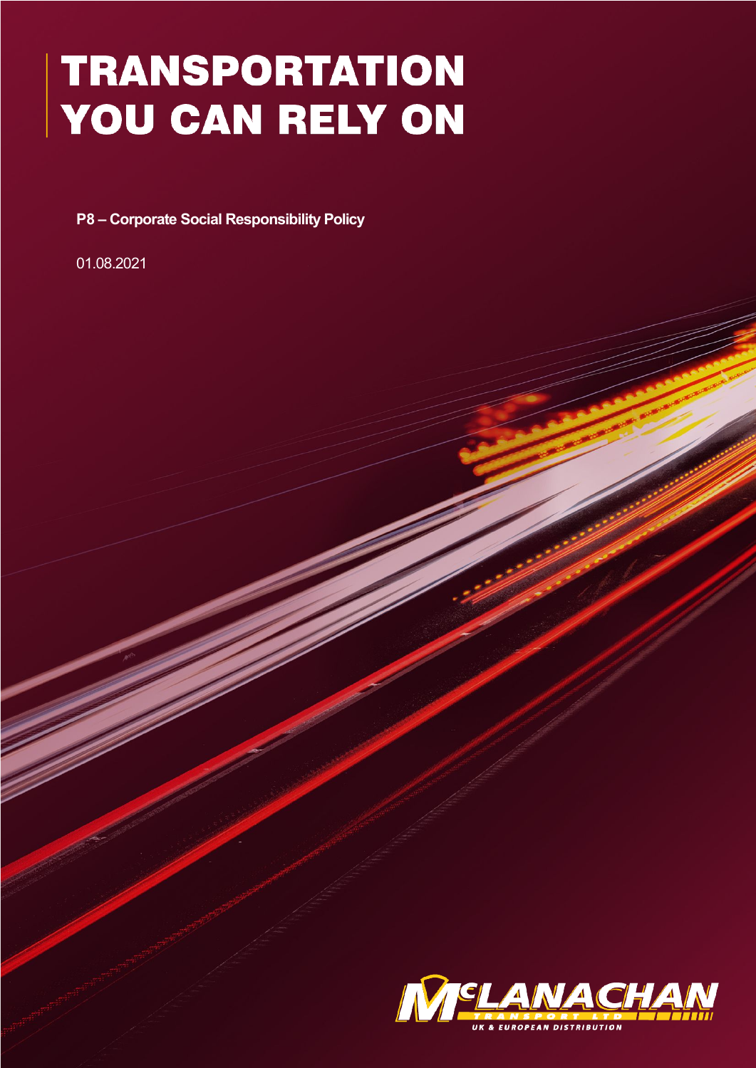# TRANSPORTATION YOU CAN RELY ON

**P8 – Corporate Social Responsibility Policy**

01.08.2021

McLANACHAN TRANSPORT LTD

UK & EUROPEAN DISTRIBUTION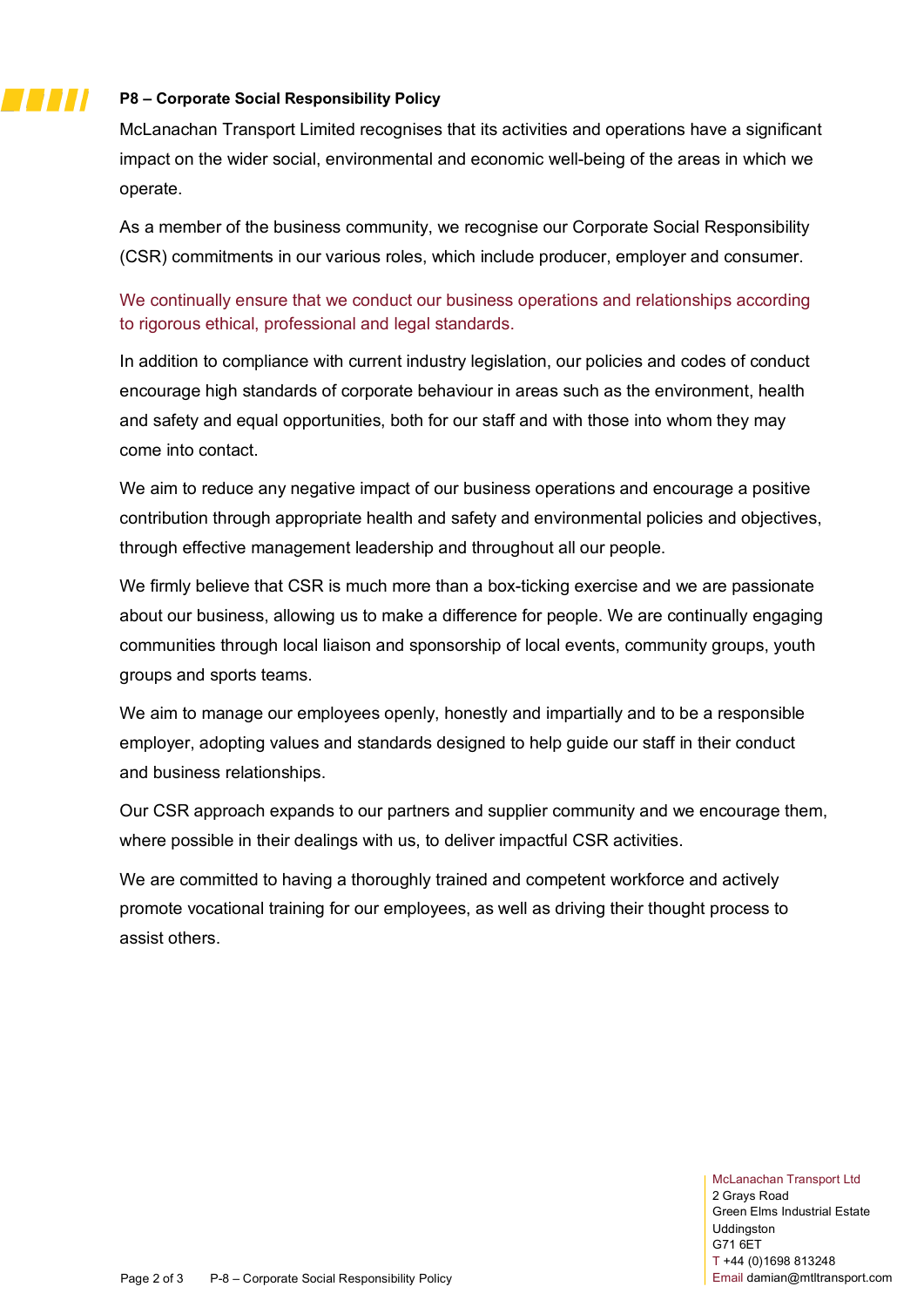**P8 – Corporate Social Responsibility Policy**

McLanachan Transport Limited recognises that its activities and operations have a significant impact on the wider social, environmental and economic well-being of the areas in which we operate.

As a member of the business community, we recognise our Corporate Social Responsibility (CSR) commitments in our various roles, which include producer, employer and consumer.

We continually ensure that we conduct our business operations and relationships according to rigorous ethical, professional and legal standards.

In addition to compliance with current industry legislation, our policies and codes of conduct encourage high standards of corporate behaviour in areas such as the environment, health and safety and equal opportunities, both for our staff and with those into whom they may come into contact.

We aim to reduce any negative impact of our business operations and encourage a positive contribution through appropriate health and safety and environmental policies and objectives, through effective management leadership and throughout all our people.

We firmly believe that CSR is much more than a box-ticking exercise and we are passionate about our business, allowing us to make a difference for people. We are continually engaging communities through local liaison and sponsorship of local events, community groups, youth groups and sports teams.

We aim to manage our employees openly, honestly and impartially and to be a responsible employer, adopting values and standards designed to help guide our staff in their conduct and business relationships.

Our CSR approach expands to our partners and supplier community and we encourage them, where possible in their dealings with us, to deliver impactful CSR activities.

We are committed to having a thoroughly trained and competent workforce and actively promote vocational training for our employees, as well as driving their thought process to assist others.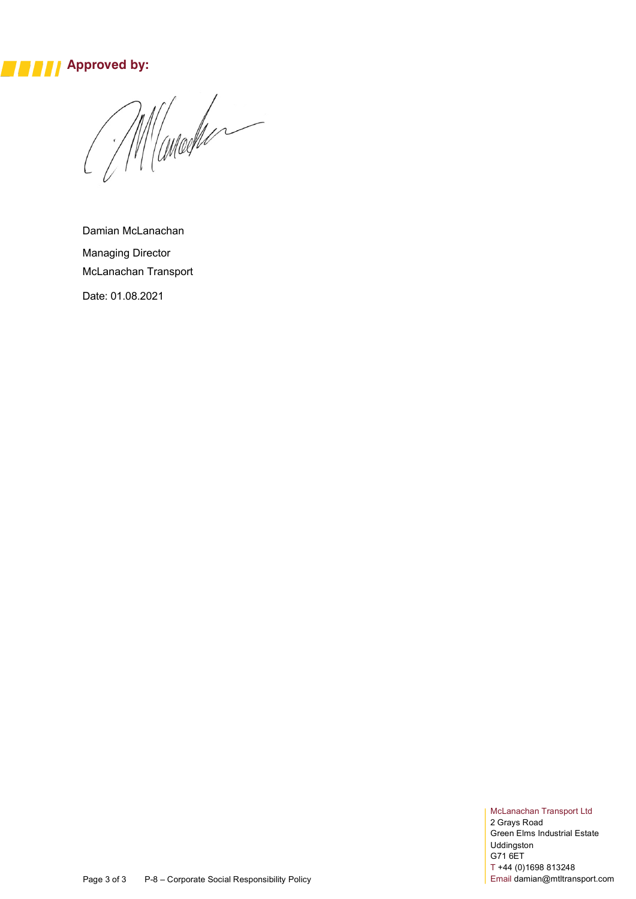## Approved by:

Damian McLanachan

Managing Director

McLanachan Transport

Date: 01.08.2021

McLanachan Transport Ltd
2 Grays Road
Green Elms Industrial Estate
Uddingston
G71 6ET
T +44 (0)1698 813248
Email damian@mtltransport.com